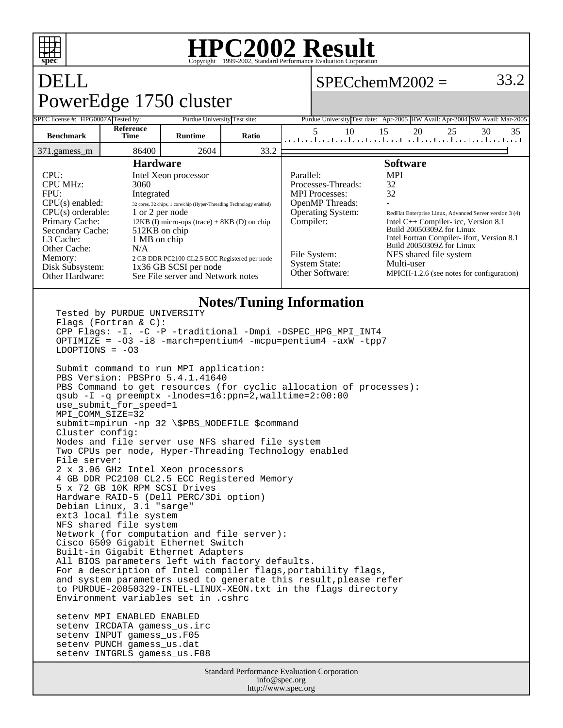# HPC2002 Result

Copyright 1999-2002, Standard Performance Evaluation Corporation

## DELL
## PowerEdge 1750 cluster

**SPECchemM2002 = 33.2**

| SPEC license #: HPG0007A | Tested by: Purdue University | Test site: Purdue University | Test date: Apr-2005 | HW Avail: Apr-2004 | SW Avail: Mar-2005 |
|---|---|---|---|---|---|

| Benchmark | Reference Time | Runtime | Ratio |
|---|---|---|---|
| 371.gamess_m | 86400 | 2604 | 33.2 |

### Hardware

| | |
|---|---|
| CPU: | Intel Xeon processor |
| CPU MHz: | 3060 |
| FPU: | Integrated |
| CPU(s) enabled: | 32 cores, 32 chips, 1 core/chip (Hyper-Threading Technology enabled) |
| CPU(s) orderable: | 1 or 2 per node |
| Primary Cache: | 12KB (I) micro-ops (trace) + 8KB (D) on chip |
| Secondary Cache: | 512KB on chip |
| L3 Cache: | 1 MB on chip |
| Other Cache: | N/A |
| Memory: | 2 GB DDR PC2100 CL2.5 ECC Registered per node |
| Disk Subsystem: | 1x36 GB SCSI per node |
| Other Hardware: | See File server and Network notes |

### Software

| | |
|---|---|
| Parallel: | MPI |
| Processes-Threads: | 32 |
| MPI Processes: | 32 |
| OpenMP Threads: | - |
| Operating System: | RedHat Enterprise Linux, Advanced Server version 3 (4) |
| Compiler: | Intel C++ Compiler- icc, Version 8.1 Build 20050309Z for Linux<br>Intel Fortran Compiler- ifort, Version 8.1 Build 20050309Z for Linux |
| File System: | NFS shared file system |
| System State: | Multi-user |
| Other Software: | MPICH-1.2.6 (see notes for configuration) |

### Notes/Tuning Information

```
Tested by PURDUE UNIVERSITY
Flags (Fortran & C):
CPP Flags: -I. -C -P -traditional -Dmpi -DSPEC_HPG_MPI_INT4
OPTIMIZE = -O3 -i8 -march=pentium4 -mcpu=pentium4 -axW -tpp7
LDOPTIONS = -O3

Submit command to run MPI application:
PBS Version: PBSPro 5.4.1.41640
PBS Command to get resources (for cyclic allocation of processes):
qsub -I -q preemptx -lnodes=16:ppn=2,walltime=2:00:00
use_submit_for_speed=1
MPI_COMM_SIZE=32
submit=mpirun -np 32 \$PBS_NODEFILE $command
Cluster config:
Nodes and file server use NFS shared file system
Two CPUs per node, Hyper-Threading Technology enabled
File server:
2 x 3.06 GHz Intel Xeon processors
4 GB DDR PC2100 CL2.5 ECC Registered Memory
5 x 72 GB 10K RPM SCSI Drives
Hardware RAID-5 (Dell PERC/3Di option)
Debian Linux, 3.1 "sarge"
ext3 local file system
NFS shared file system
Network (for computation and file server):
Cisco 6509 Gigabit Ethernet Switch
Built-in Gigabit Ethernet Adapters
All BIOS parameters left with factory defaults.
For a description of Intel compiler flags,portability flags,
and system parameters used to generate this result,please refer
to PURDUE-20050329-INTEL-LINUX-XEON.txt in the flags directory
Environment variables set in .cshrc

setenv MPI_ENABLED ENABLED
setenv IRCDATA gamess_us.irc
setenv INPUT gamess_us.F05
setenv PUNCH gamess_us.dat
setenv INTGRLS gamess_us.F08
```

Standard Performance Evaluation Corporation
info@spec.org
http://www.spec.org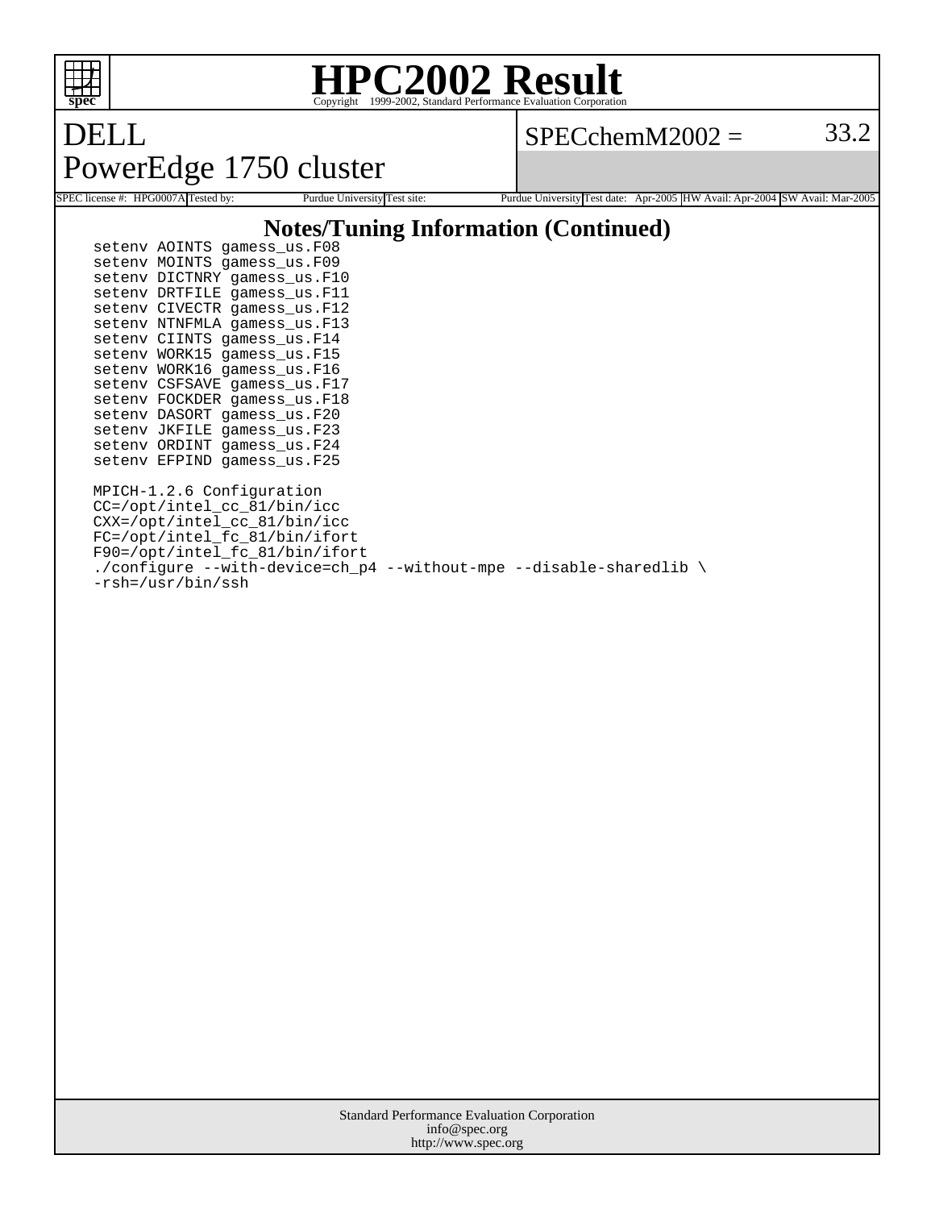# HPC2002 Result

Copyright 1999-2002, Standard Performance Evaluation Corporation

DELL
PowerEdge 1750 cluster

SPECchemM2002 = 33.2

SPEC license #: HPG0007A | Tested by: Purdue University | Test site: Purdue University | Test date: Apr-2005 | HW Avail: Apr-2004 | SW Avail: Mar-2005

## Notes/Tuning Information (Continued)

```
setenv AOINTS gamess_us.F08
setenv MOINTS gamess_us.F09
setenv DICTNRY gamess_us.F10
setenv DRTFILE gamess_us.F11
setenv CIVECTR gamess_us.F12
setenv NTNFMLA gamess_us.F13
setenv CIINTS gamess_us.F14
setenv WORK15 gamess_us.F15
setenv WORK16 gamess_us.F16
setenv CSFSAVE gamess_us.F17
setenv FOCKDER gamess_us.F18
setenv DASORT gamess_us.F20
setenv JKFILE gamess_us.F23
setenv ORDINT gamess_us.F24
setenv EFPIND gamess_us.F25

MPICH-1.2.6 Configuration
CC=/opt/intel_cc_81/bin/icc
CXX=/opt/intel_cc_81/bin/icc
FC=/opt/intel_fc_81/bin/ifort
F90=/opt/intel_fc_81/bin/ifort
./configure --with-device=ch_p4 --without-mpe --disable-sharedlib \
-rsh=/usr/bin/ssh
```

Standard Performance Evaluation Corporation
info@spec.org
http://www.spec.org